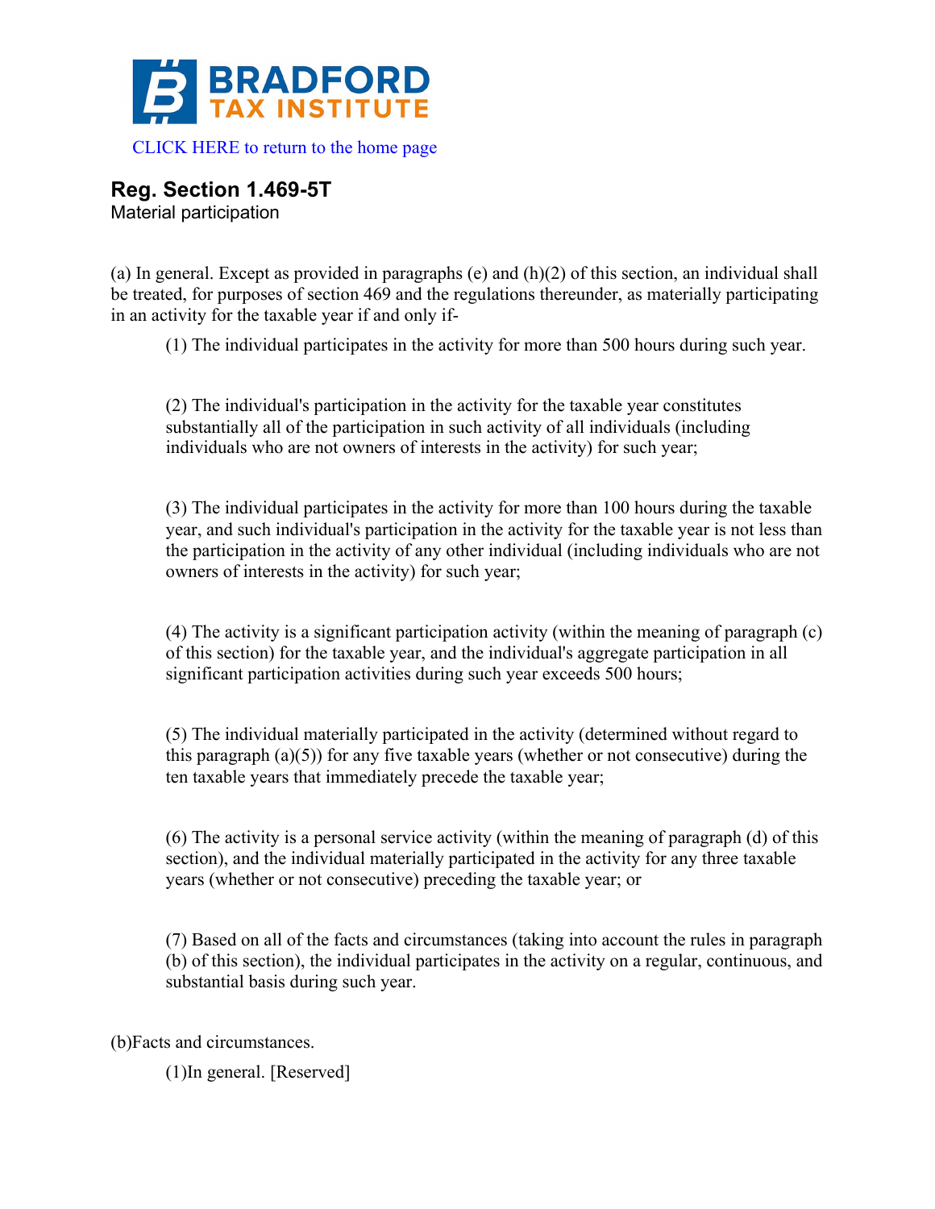BRADFORD TAX INSTITUTE

CLICK HERE to return to the home page

## Reg. Section 1.469-5T

Material participation

(a) In general. Except as provided in paragraphs (e) and (h)(2) of this section, an individual shall be treated, for purposes of section 469 and the regulations thereunder, as materially participating in an activity for the taxable year if and only if-

> (1) The individual participates in the activity for more than 500 hours during such year.
>
> (2) The individual's participation in the activity for the taxable year constitutes substantially all of the participation in such activity of all individuals (including individuals who are not owners of interests in the activity) for such year;
>
> (3) The individual participates in the activity for more than 100 hours during the taxable year, and such individual's participation in the activity for the taxable year is not less than the participation in the activity of any other individual (including individuals who are not owners of interests in the activity) for such year;
>
> (4) The activity is a significant participation activity (within the meaning of paragraph (c) of this section) for the taxable year, and the individual's aggregate participation in all significant participation activities during such year exceeds 500 hours;
>
> (5) The individual materially participated in the activity (determined without regard to this paragraph (a)(5)) for any five taxable years (whether or not consecutive) during the ten taxable years that immediately precede the taxable year;
>
> (6) The activity is a personal service activity (within the meaning of paragraph (d) of this section), and the individual materially participated in the activity for any three taxable years (whether or not consecutive) preceding the taxable year; or
>
> (7) Based on all of the facts and circumstances (taking into account the rules in paragraph (b) of this section), the individual participates in the activity on a regular, continuous, and substantial basis during such year.

(b)Facts and circumstances.

> (1)In general. [Reserved]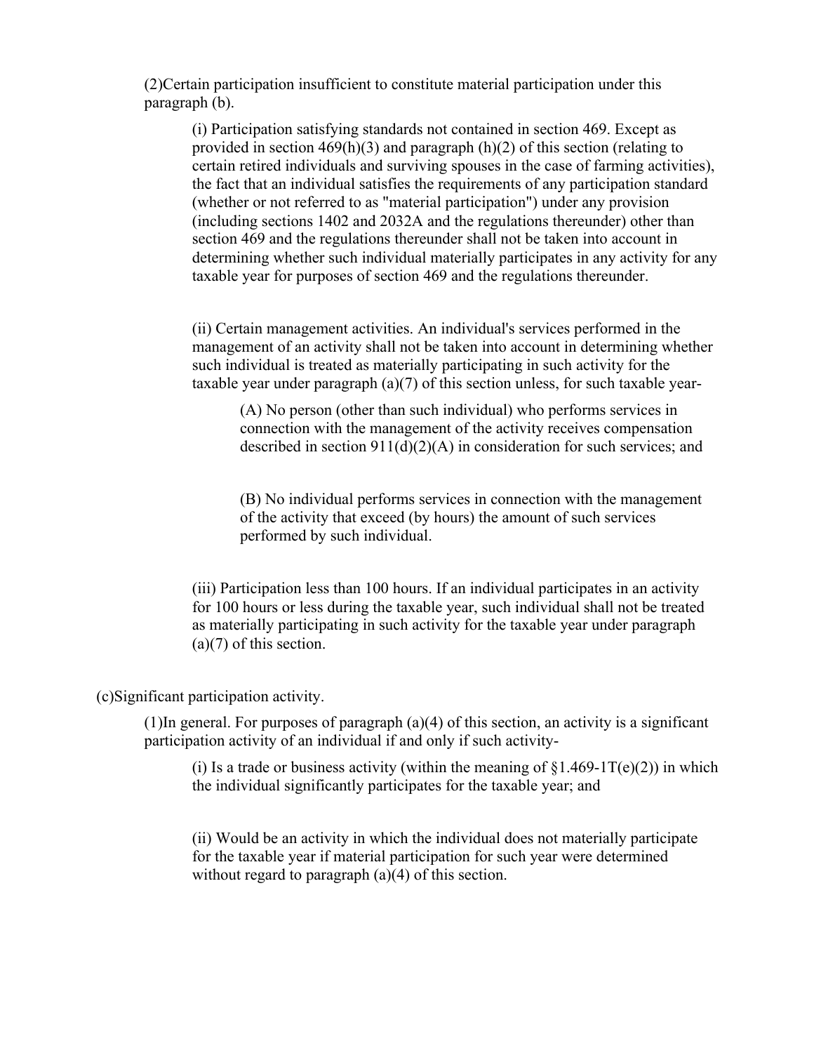(2)Certain participation insufficient to constitute material participation under this paragraph (b).

(i) Participation satisfying standards not contained in section 469. Except as provided in section 469(h)(3) and paragraph (h)(2) of this section (relating to certain retired individuals and surviving spouses in the case of farming activities), the fact that an individual satisfies the requirements of any participation standard (whether or not referred to as "material participation") under any provision (including sections 1402 and 2032A and the regulations thereunder) other than section 469 and the regulations thereunder shall not be taken into account in determining whether such individual materially participates in any activity for any taxable year for purposes of section 469 and the regulations thereunder.

(ii) Certain management activities. An individual's services performed in the management of an activity shall not be taken into account in determining whether such individual is treated as materially participating in such activity for the taxable year under paragraph (a)(7) of this section unless, for such taxable year-

(A) No person (other than such individual) who performs services in connection with the management of the activity receives compensation described in section 911(d)(2)(A) in consideration for such services; and

(B) No individual performs services in connection with the management of the activity that exceed (by hours) the amount of such services performed by such individual.

(iii) Participation less than 100 hours. If an individual participates in an activity for 100 hours or less during the taxable year, such individual shall not be treated as materially participating in such activity for the taxable year under paragraph (a)(7) of this section.

(c)Significant participation activity.

(1)In general. For purposes of paragraph (a)(4) of this section, an activity is a significant participation activity of an individual if and only if such activity-

(i) Is a trade or business activity (within the meaning of §1.469-1T(e)(2)) in which the individual significantly participates for the taxable year; and

(ii) Would be an activity in which the individual does not materially participate for the taxable year if material participation for such year were determined without regard to paragraph (a)(4) of this section.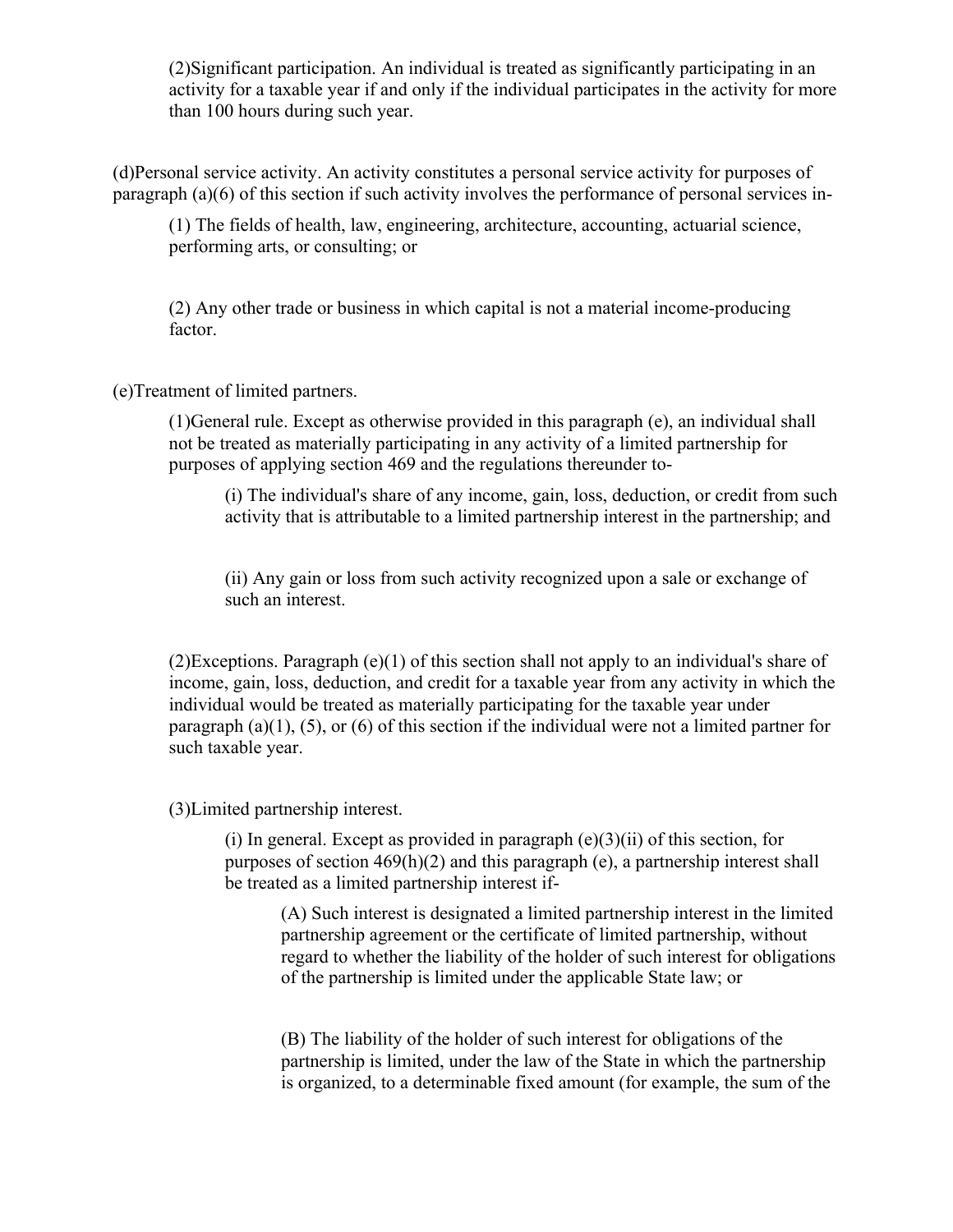(2)Significant participation. An individual is treated as significantly participating in an activity for a taxable year if and only if the individual participates in the activity for more than 100 hours during such year.

(d)Personal service activity. An activity constitutes a personal service activity for purposes of paragraph (a)(6) of this section if such activity involves the performance of personal services in-

(1) The fields of health, law, engineering, architecture, accounting, actuarial science, performing arts, or consulting; or

(2) Any other trade or business in which capital is not a material income-producing factor.

(e)Treatment of limited partners.

(1)General rule. Except as otherwise provided in this paragraph (e), an individual shall not be treated as materially participating in any activity of a limited partnership for purposes of applying section 469 and the regulations thereunder to-

(i) The individual's share of any income, gain, loss, deduction, or credit from such activity that is attributable to a limited partnership interest in the partnership; and

(ii) Any gain or loss from such activity recognized upon a sale or exchange of such an interest.

(2)Exceptions. Paragraph (e)(1) of this section shall not apply to an individual's share of income, gain, loss, deduction, and credit for a taxable year from any activity in which the individual would be treated as materially participating for the taxable year under paragraph (a)(1), (5), or (6) of this section if the individual were not a limited partner for such taxable year.

(3)Limited partnership interest.

(i) In general. Except as provided in paragraph (e)(3)(ii) of this section, for purposes of section 469(h)(2) and this paragraph (e), a partnership interest shall be treated as a limited partnership interest if-

(A) Such interest is designated a limited partnership interest in the limited partnership agreement or the certificate of limited partnership, without regard to whether the liability of the holder of such interest for obligations of the partnership is limited under the applicable State law; or

(B) The liability of the holder of such interest for obligations of the partnership is limited, under the law of the State in which the partnership is organized, to a determinable fixed amount (for example, the sum of the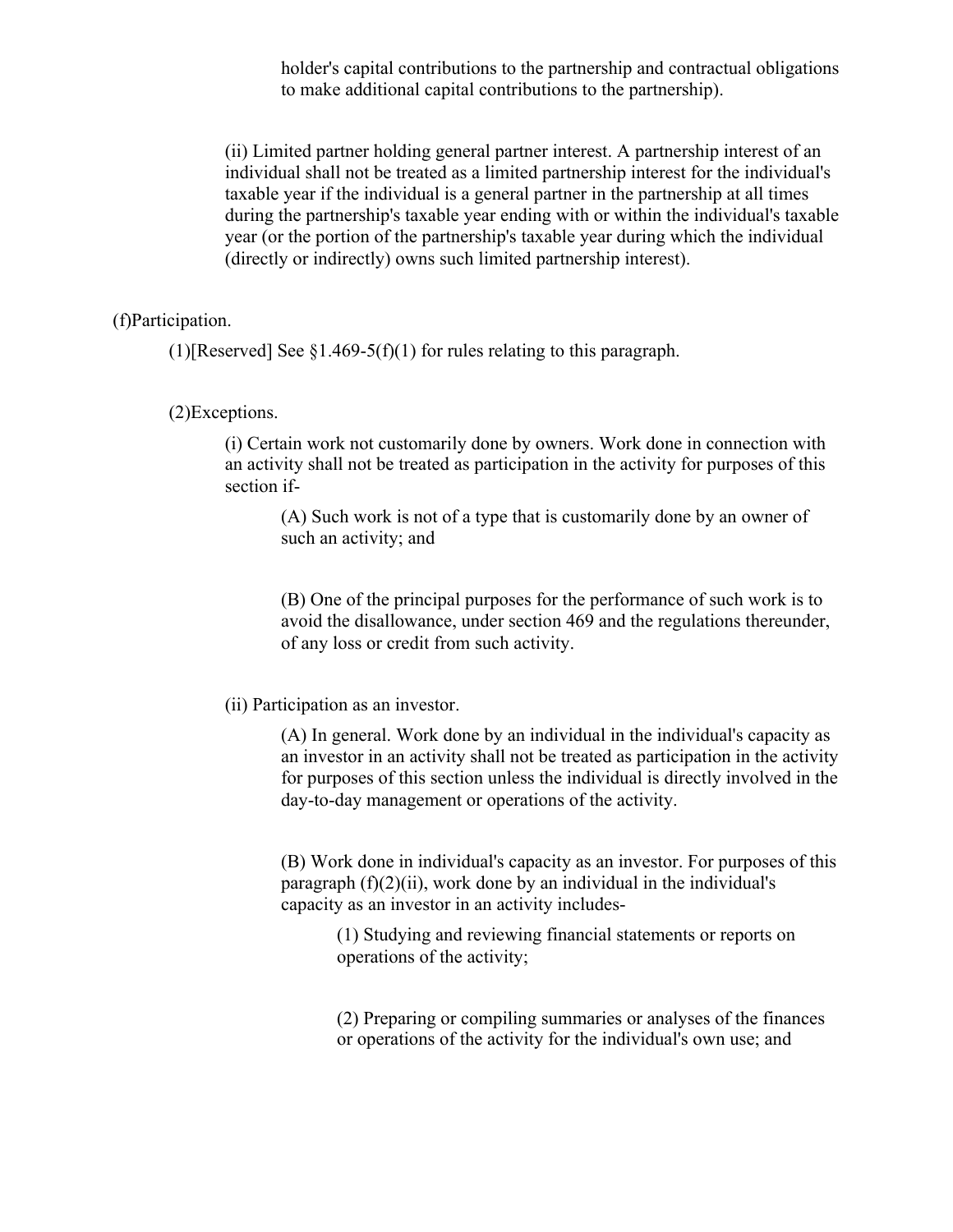holder's capital contributions to the partnership and contractual obligations to make additional capital contributions to the partnership).

(ii) Limited partner holding general partner interest. A partnership interest of an individual shall not be treated as a limited partnership interest for the individual's taxable year if the individual is a general partner in the partnership at all times during the partnership's taxable year ending with or within the individual's taxable year (or the portion of the partnership's taxable year during which the individual (directly or indirectly) owns such limited partnership interest).

(f)Participation.

(1)[Reserved] See §1.469-5(f)(1) for rules relating to this paragraph.

(2)Exceptions.

(i) Certain work not customarily done by owners. Work done in connection with an activity shall not be treated as participation in the activity for purposes of this section if-

(A) Such work is not of a type that is customarily done by an owner of such an activity; and

(B) One of the principal purposes for the performance of such work is to avoid the disallowance, under section 469 and the regulations thereunder, of any loss or credit from such activity.

(ii) Participation as an investor.

(A) In general. Work done by an individual in the individual's capacity as an investor in an activity shall not be treated as participation in the activity for purposes of this section unless the individual is directly involved in the day-to-day management or operations of the activity.

(B) Work done in individual's capacity as an investor. For purposes of this paragraph (f)(2)(ii), work done by an individual in the individual's capacity as an investor in an activity includes-

(1) Studying and reviewing financial statements or reports on operations of the activity;

(2) Preparing or compiling summaries or analyses of the finances or operations of the activity for the individual's own use; and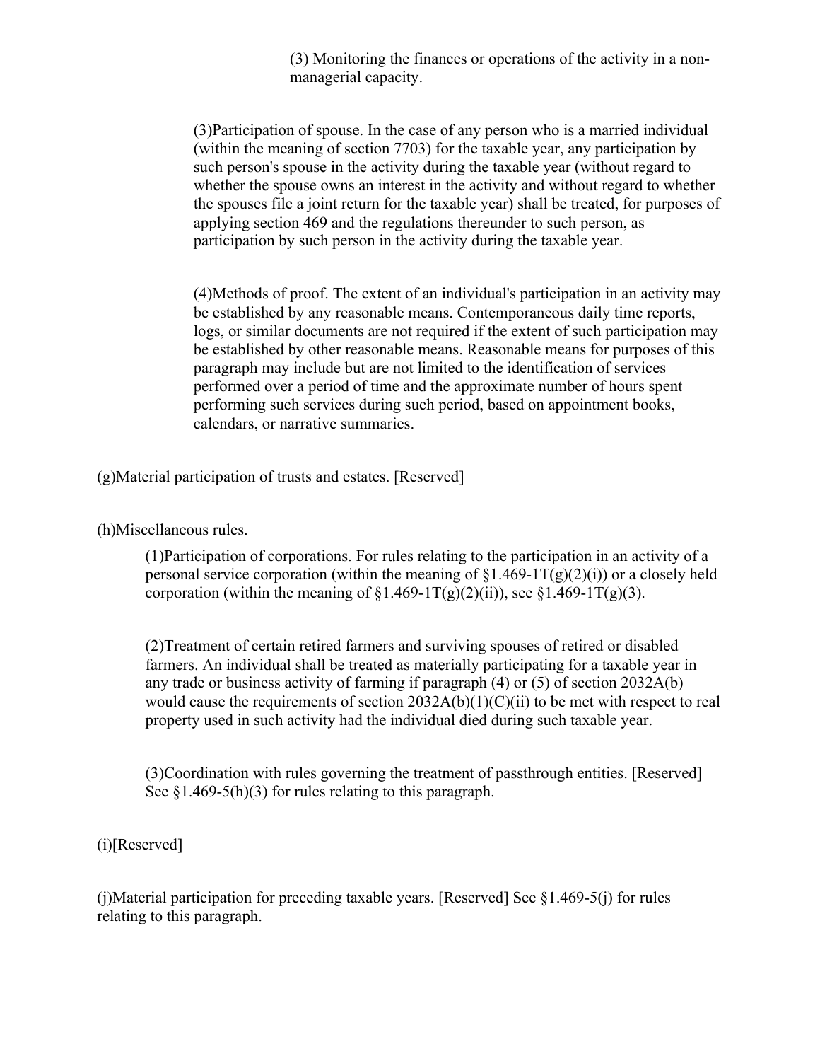(3) Monitoring the finances or operations of the activity in a non-managerial capacity.

(3)Participation of spouse. In the case of any person who is a married individual (within the meaning of section 7703) for the taxable year, any participation by such person's spouse in the activity during the taxable year (without regard to whether the spouse owns an interest in the activity and without regard to whether the spouses file a joint return for the taxable year) shall be treated, for purposes of applying section 469 and the regulations thereunder to such person, as participation by such person in the activity during the taxable year.

(4)Methods of proof. The extent of an individual's participation in an activity may be established by any reasonable means. Contemporaneous daily time reports, logs, or similar documents are not required if the extent of such participation may be established by other reasonable means. Reasonable means for purposes of this paragraph may include but are not limited to the identification of services performed over a period of time and the approximate number of hours spent performing such services during such period, based on appointment books, calendars, or narrative summaries.

(g)Material participation of trusts and estates. [Reserved]

(h)Miscellaneous rules.

(1)Participation of corporations. For rules relating to the participation in an activity of a personal service corporation (within the meaning of §1.469-1T(g)(2)(i)) or a closely held corporation (within the meaning of §1.469-1T(g)(2)(ii)), see §1.469-1T(g)(3).

(2)Treatment of certain retired farmers and surviving spouses of retired or disabled farmers. An individual shall be treated as materially participating for a taxable year in any trade or business activity of farming if paragraph (4) or (5) of section 2032A(b) would cause the requirements of section 2032A(b)(1)(C)(ii) to be met with respect to real property used in such activity had the individual died during such taxable year.

(3)Coordination with rules governing the treatment of passthrough entities. [Reserved] See §1.469-5(h)(3) for rules relating to this paragraph.

(i)[Reserved]

(j)Material participation for preceding taxable years. [Reserved] See §1.469-5(j) for rules relating to this paragraph.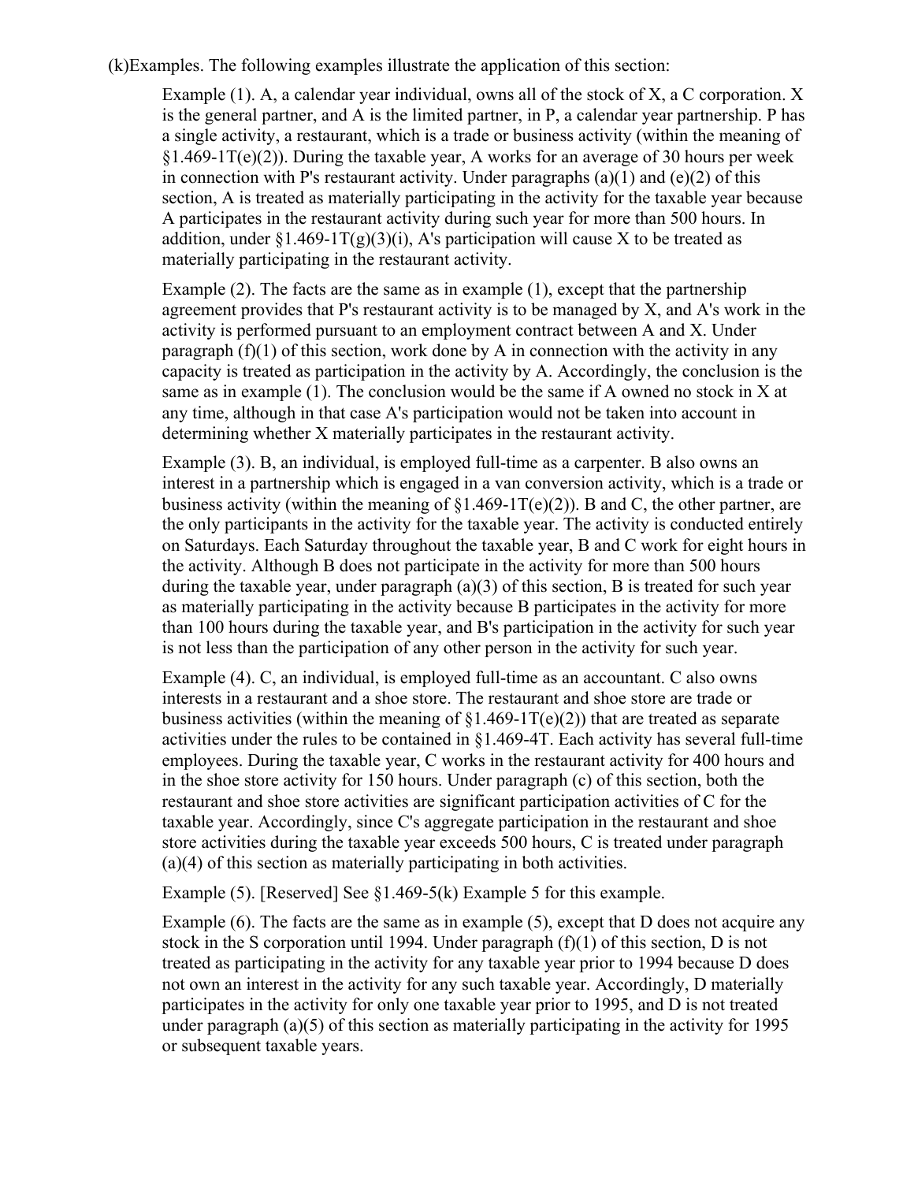(k)Examples. The following examples illustrate the application of this section:

Example (1). A, a calendar year individual, owns all of the stock of X, a C corporation. X is the general partner, and A is the limited partner, in P, a calendar year partnership. P has a single activity, a restaurant, which is a trade or business activity (within the meaning of §1.469-1T(e)(2)). During the taxable year, A works for an average of 30 hours per week in connection with P's restaurant activity. Under paragraphs (a)(1) and (e)(2) of this section, A is treated as materially participating in the activity for the taxable year because A participates in the restaurant activity during such year for more than 500 hours. In addition, under §1.469-1T(g)(3)(i), A's participation will cause X to be treated as materially participating in the restaurant activity.

Example (2). The facts are the same as in example (1), except that the partnership agreement provides that P's restaurant activity is to be managed by X, and A's work in the activity is performed pursuant to an employment contract between A and X. Under paragraph (f)(1) of this section, work done by A in connection with the activity in any capacity is treated as participation in the activity by A. Accordingly, the conclusion is the same as in example (1). The conclusion would be the same if A owned no stock in X at any time, although in that case A's participation would not be taken into account in determining whether X materially participates in the restaurant activity.

Example (3). B, an individual, is employed full-time as a carpenter. B also owns an interest in a partnership which is engaged in a van conversion activity, which is a trade or business activity (within the meaning of §1.469-1T(e)(2)). B and C, the other partner, are the only participants in the activity for the taxable year. The activity is conducted entirely on Saturdays. Each Saturday throughout the taxable year, B and C work for eight hours in the activity. Although B does not participate in the activity for more than 500 hours during the taxable year, under paragraph (a)(3) of this section, B is treated for such year as materially participating in the activity because B participates in the activity for more than 100 hours during the taxable year, and B's participation in the activity for such year is not less than the participation of any other person in the activity for such year.

Example (4). C, an individual, is employed full-time as an accountant. C also owns interests in a restaurant and a shoe store. The restaurant and shoe store are trade or business activities (within the meaning of §1.469-1T(e)(2)) that are treated as separate activities under the rules to be contained in §1.469-4T. Each activity has several full-time employees. During the taxable year, C works in the restaurant activity for 400 hours and in the shoe store activity for 150 hours. Under paragraph (c) of this section, both the restaurant and shoe store activities are significant participation activities of C for the taxable year. Accordingly, since C's aggregate participation in the restaurant and shoe store activities during the taxable year exceeds 500 hours, C is treated under paragraph (a)(4) of this section as materially participating in both activities.

Example (5). [Reserved] See §1.469-5(k) Example 5 for this example.

Example (6). The facts are the same as in example (5), except that D does not acquire any stock in the S corporation until 1994. Under paragraph (f)(1) of this section, D is not treated as participating in the activity for any taxable year prior to 1994 because D does not own an interest in the activity for any such taxable year. Accordingly, D materially participates in the activity for only one taxable year prior to 1995, and D is not treated under paragraph (a)(5) of this section as materially participating in the activity for 1995 or subsequent taxable years.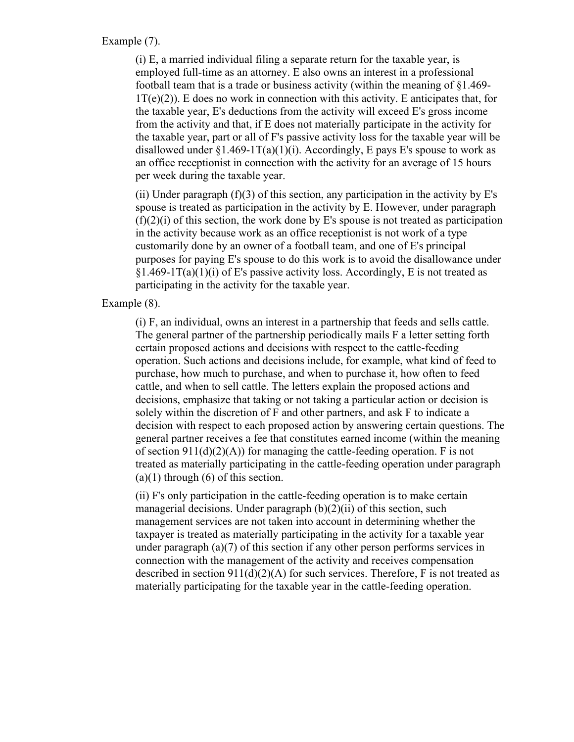Example (7).

(i) E, a married individual filing a separate return for the taxable year, is employed full-time as an attorney. E also owns an interest in a professional football team that is a trade or business activity (within the meaning of §1.469-1T(e)(2)). E does no work in connection with this activity. E anticipates that, for the taxable year, E's deductions from the activity will exceed E's gross income from the activity and that, if E does not materially participate in the activity for the taxable year, part or all of F's passive activity loss for the taxable year will be disallowed under §1.469-1T(a)(1)(i). Accordingly, E pays E's spouse to work as an office receptionist in connection with the activity for an average of 15 hours per week during the taxable year.

(ii) Under paragraph (f)(3) of this section, any participation in the activity by E's spouse is treated as participation in the activity by E. However, under paragraph (f)(2)(i) of this section, the work done by E's spouse is not treated as participation in the activity because work as an office receptionist is not work of a type customarily done by an owner of a football team, and one of E's principal purposes for paying E's spouse to do this work is to avoid the disallowance under §1.469-1T(a)(1)(i) of E's passive activity loss. Accordingly, E is not treated as participating in the activity for the taxable year.

Example (8).

(i) F, an individual, owns an interest in a partnership that feeds and sells cattle. The general partner of the partnership periodically mails F a letter setting forth certain proposed actions and decisions with respect to the cattle-feeding operation. Such actions and decisions include, for example, what kind of feed to purchase, how much to purchase, and when to purchase it, how often to feed cattle, and when to sell cattle. The letters explain the proposed actions and decisions, emphasize that taking or not taking a particular action or decision is solely within the discretion of F and other partners, and ask F to indicate a decision with respect to each proposed action by answering certain questions. The general partner receives a fee that constitutes earned income (within the meaning of section 911(d)(2)(A)) for managing the cattle-feeding operation. F is not treated as materially participating in the cattle-feeding operation under paragraph (a)(1) through (6) of this section.

(ii) F's only participation in the cattle-feeding operation is to make certain managerial decisions. Under paragraph (b)(2)(ii) of this section, such management services are not taken into account in determining whether the taxpayer is treated as materially participating in the activity for a taxable year under paragraph (a)(7) of this section if any other person performs services in connection with the management of the activity and receives compensation described in section 911(d)(2)(A) for such services. Therefore, F is not treated as materially participating for the taxable year in the cattle-feeding operation.